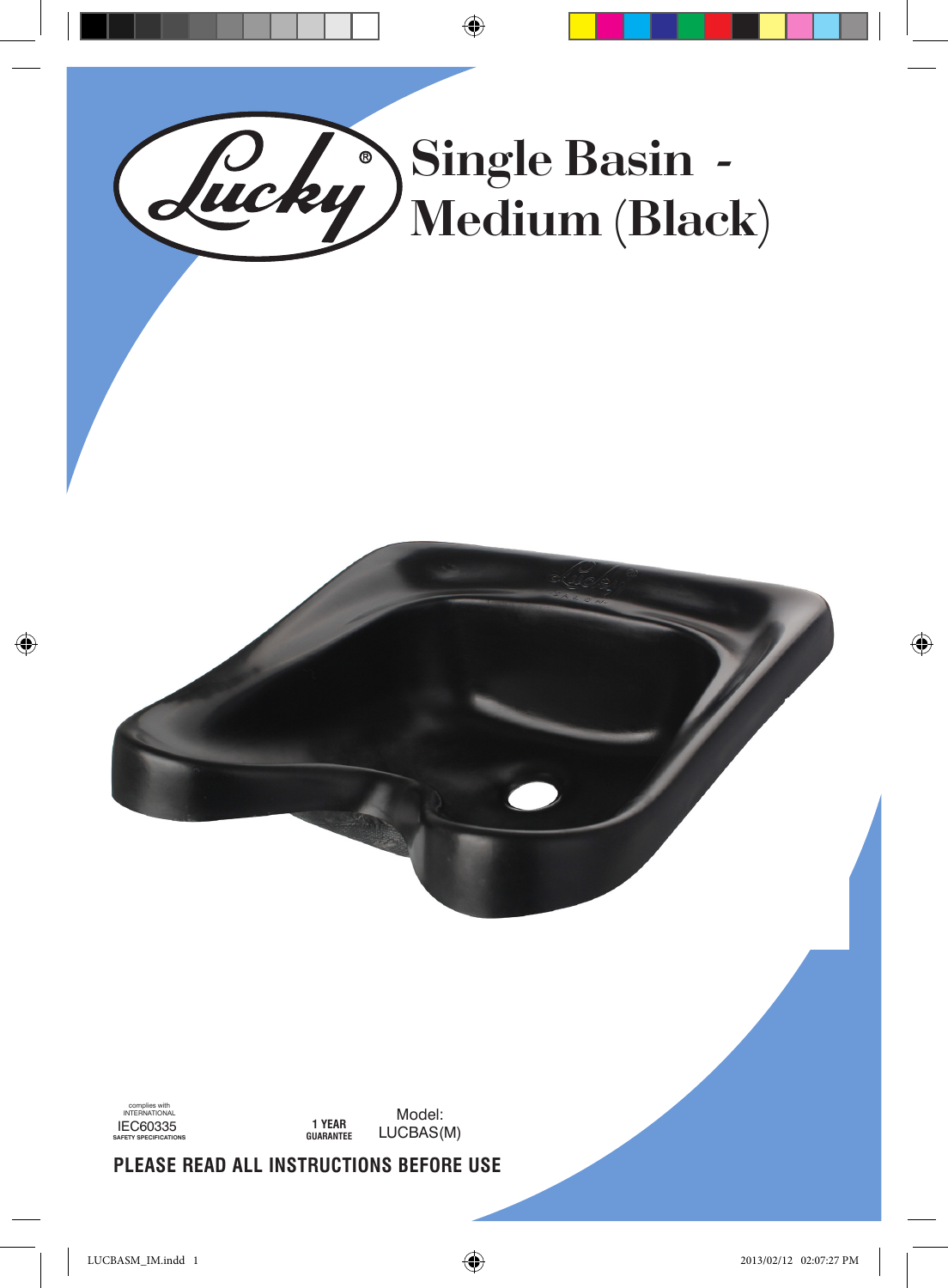# Single Basin - Medium (Black)

complies with INTERNATIONAL IEC60335 SAFETY SPECIFICATIONS

1 YEAR GUARANTEE

Model: LUCBAS(M)

**PLEASE READ ALL INSTRUCTIONS BEFORE USE**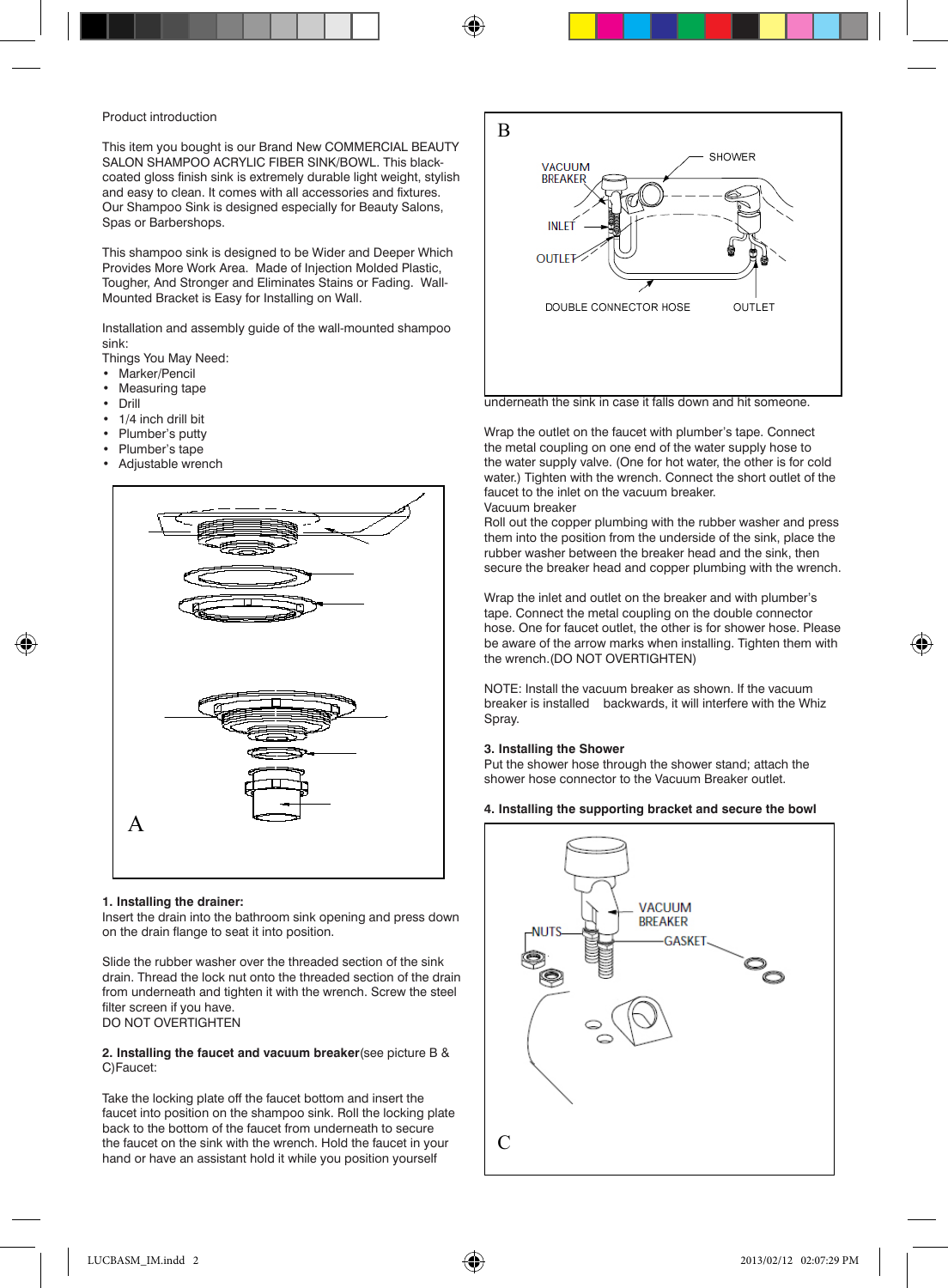Product introduction

This item you bought is our Brand New COMMERCIAL BEAUTY SALON SHAMPOO ACRYLIC FIBER SINK/BOWL. This black-coated gloss finish sink is extremely durable light weight, stylish and easy to clean. It comes with all accessories and fixtures. Our Shampoo Sink is designed especially for Beauty Salons, Spas or Barbershops.

This shampoo sink is designed to be Wider and Deeper Which Provides More Work Area. Made of Injection Molded Plastic, Tougher, And Stronger and Eliminates Stains or Fading. Wall-Mounted Bracket is Easy for Installing on Wall.

Installation and assembly guide of the wall-mounted shampoo sink:

Things You May Need:

- Marker/Pencil
- Measuring tape
- Drill
- 1/4 inch drill bit
- Plumber's putty
- Plumber's tape
- Adjustable wrench

A

**1. Installing the drainer:**
Insert the drain into the bathroom sink opening and press down on the drain flange to seat it into position.

Slide the rubber washer over the threaded section of the sink drain. Thread the lock nut onto the threaded section of the drain from underneath and tighten it with the wrench. Screw the steel filter screen if you have.
DO NOT OVERTIGHTEN

**2. Installing the faucet and vacuum breaker**(see picture B & C)Faucet:

Take the locking plate off the faucet bottom and insert the faucet into position on the shampoo sink. Roll the locking plate back to the bottom of the faucet from underneath to secure the faucet on the sink with the wrench. Hold the faucet in your hand or have an assistant hold it while you position yourself underneath the sink in case it falls down and hit someone.

B

VACUUM BREAKER, SHOWER, INLET, OUTLET, DOUBLE CONNECTOR HOSE, OUTLET

Wrap the outlet on the faucet with plumber's tape. Connect the metal coupling on one end of the water supply hose to the water supply valve. (One for hot water, the other is for cold water.) Tighten with the wrench. Connect the short outlet of the faucet to the inlet on the vacuum breaker.
Vacuum breaker
Roll out the copper plumbing with the rubber washer and press them into the position from the underside of the sink, place the rubber washer between the breaker head and the sink, then secure the breaker head and copper plumbing with the wrench.

Wrap the inlet and outlet on the breaker and with plumber's tape. Connect the metal coupling on the double connector hose. One for faucet outlet, the other is for shower hose. Please be aware of the arrow marks when installing. Tighten them with the wrench.(DO NOT OVERTIGHTEN)

NOTE: Install the vacuum breaker as shown. If the vacuum breaker is installed backwards, it will interfere with the Whiz Spray.

**3. Installing the Shower**
Put the shower hose through the shower stand; attach the shower hose connector to the Vacuum Breaker outlet.

**4. Installing the supporting bracket and secure the bowl**

VACUUM BREAKER, NUTS, GASKET

C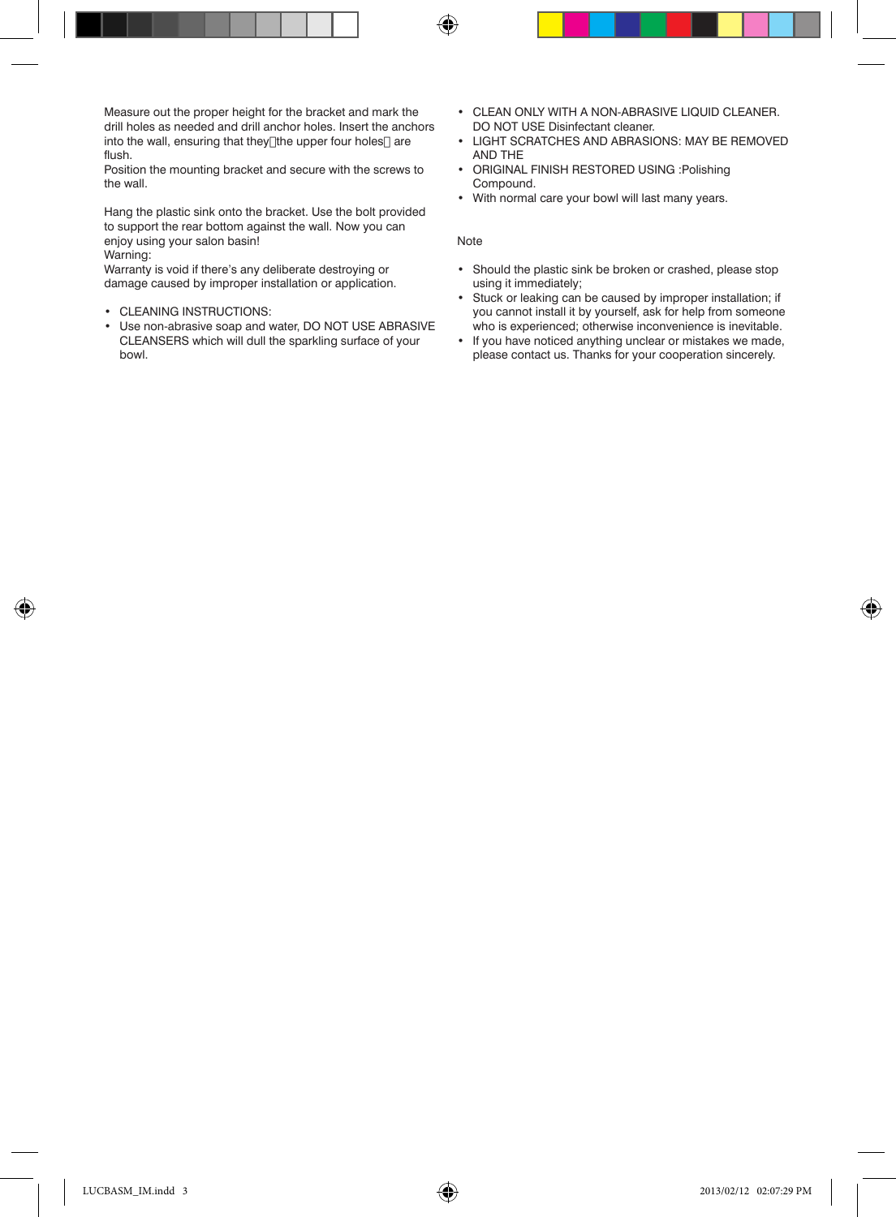Measure out the proper height for the bracket and mark the drill holes as needed and drill anchor holes. Insert the anchors into the wall, ensuring that they(the upper four holes) are flush.
Position the mounting bracket and secure with the screws to the wall.

Hang the plastic sink onto the bracket. Use the bolt provided to support the rear bottom against the wall. Now you can enjoy using your salon basin!
Warning:
Warranty is void if there's any deliberate destroying or damage caused by improper installation or application.

- CLEANING INSTRUCTIONS:
- Use non-abrasive soap and water, DO NOT USE ABRASIVE CLEANSERS which will dull the sparkling surface of your bowl.
- CLEAN ONLY WITH A NON-ABRASIVE LIQUID CLEANER. DO NOT USE Disinfectant cleaner.
- LIGHT SCRATCHES AND ABRASIONS: MAY BE REMOVED AND THE
- ORIGINAL FINISH RESTORED USING :Polishing Compound.
- With normal care your bowl will last many years.

Note

- Should the plastic sink be broken or crashed, please stop using it immediately;
- Stuck or leaking can be caused by improper installation; if you cannot install it by yourself, ask for help from someone who is experienced; otherwise inconvenience is inevitable.
- If you have noticed anything unclear or mistakes we made, please contact us. Thanks for your cooperation sincerely.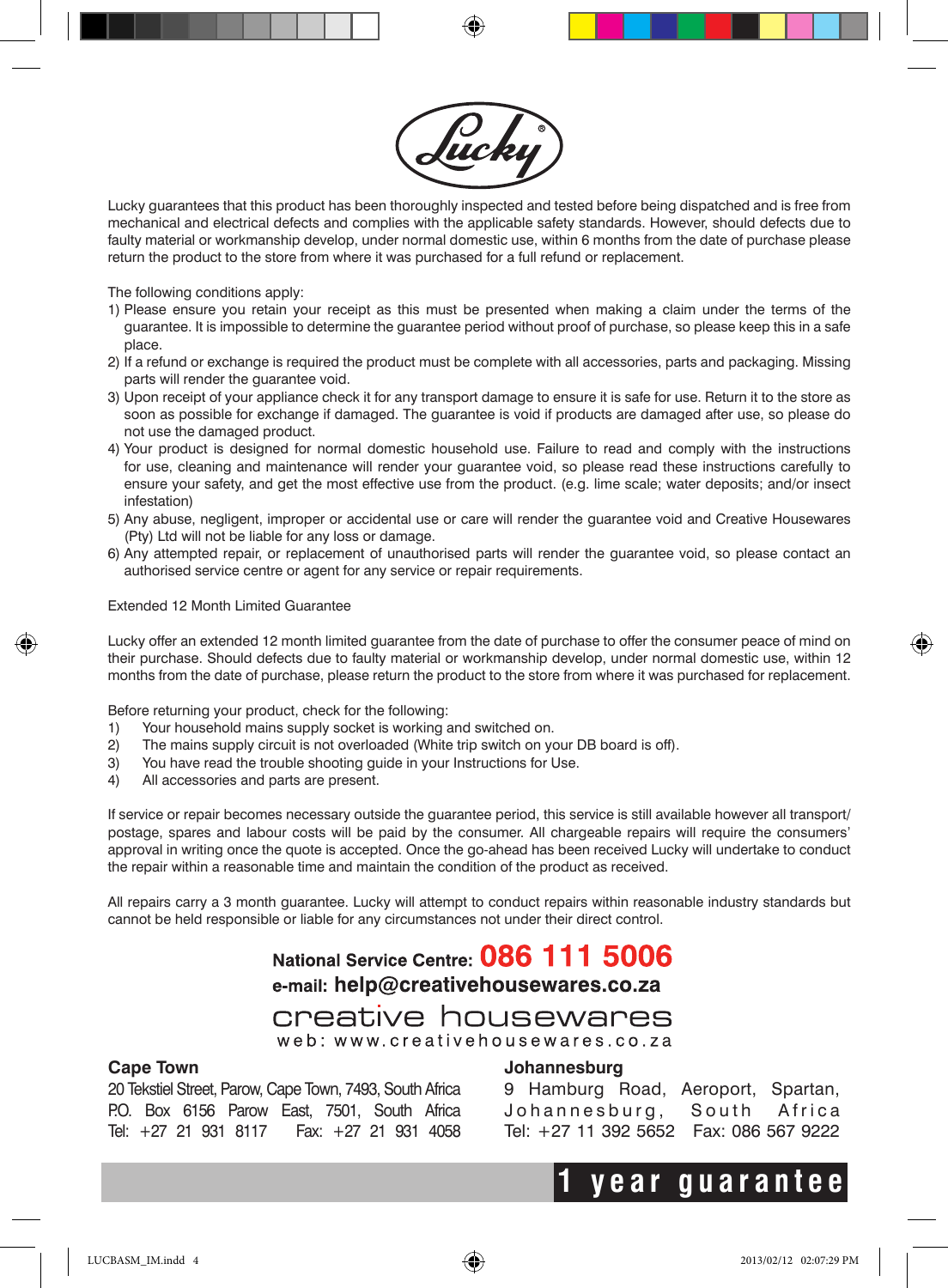Lucky

Lucky guarantees that this product has been thoroughly inspected and tested before being dispatched and is free from mechanical and electrical defects and complies with the applicable safety standards. However, should defects due to faulty material or workmanship develop, under normal domestic use, within 6 months from the date of purchase please return the product to the store from where it was purchased for a full refund or replacement.

The following conditions apply:

1) Please ensure you retain your receipt as this must be presented when making a claim under the terms of the guarantee. It is impossible to determine the guarantee period without proof of purchase, so please keep this in a safe place.
2) If a refund or exchange is required the product must be complete with all accessories, parts and packaging. Missing parts will render the guarantee void.
3) Upon receipt of your appliance check it for any transport damage to ensure it is safe for use. Return it to the store as soon as possible for exchange if damaged. The guarantee is void if products are damaged after use, so please do not use the damaged product.
4) Your product is designed for normal domestic household use. Failure to read and comply with the instructions for use, cleaning and maintenance will render your guarantee void, so please read these instructions carefully to ensure your safety, and get the most effective use from the product. (e.g. lime scale; water deposits; and/or insect infestation)
5) Any abuse, negligent, improper or accidental use or care will render the guarantee void and Creative Housewares (Pty) Ltd will not be liable for any loss or damage.
6) Any attempted repair, or replacement of unauthorised parts will render the guarantee void, so please contact an authorised service centre or agent for any service or repair requirements.

Extended 12 Month Limited Guarantee

Lucky offer an extended 12 month limited guarantee from the date of purchase to offer the consumer peace of mind on their purchase. Should defects due to faulty material or workmanship develop, under normal domestic use, within 12 months from the date of purchase, please return the product to the store from where it was purchased for replacement.

Before returning your product, check for the following:

1) Your household mains supply socket is working and switched on.
2) The mains supply circuit is not overloaded (White trip switch on your DB board is off).
3) You have read the trouble shooting guide in your Instructions for Use.
4) All accessories and parts are present.

If service or repair becomes necessary outside the guarantee period, this service is still available however all transport/postage, spares and labour costs will be paid by the consumer. All chargeable repairs will require the consumers' approval in writing once the quote is accepted. Once the go-ahead has been received Lucky will undertake to conduct the repair within a reasonable time and maintain the condition of the product as received.

All repairs carry a 3 month guarantee. Lucky will attempt to conduct repairs within reasonable industry standards but cannot be held responsible or liable for any circumstances not under their direct control.

**National Service Centre: 086 111 5006**
**e-mail: help@creativehousewares.co.za**

creative housewares
web: www.creativehousewares.co.za

**Cape Town**
20 Tekstiel Street, Parow, Cape Town, 7493, South Africa
P.O. Box 6156 Parow East, 7501, South Africa
Tel: +27 21 931 8117 Fax: +27 21 931 4058

**Johannesburg**
9 Hamburg Road, Aeroport, Spartan, Johannesburg, South Africa
Tel: +27 11 392 5652 Fax: 086 567 9222

**1 year guarantee**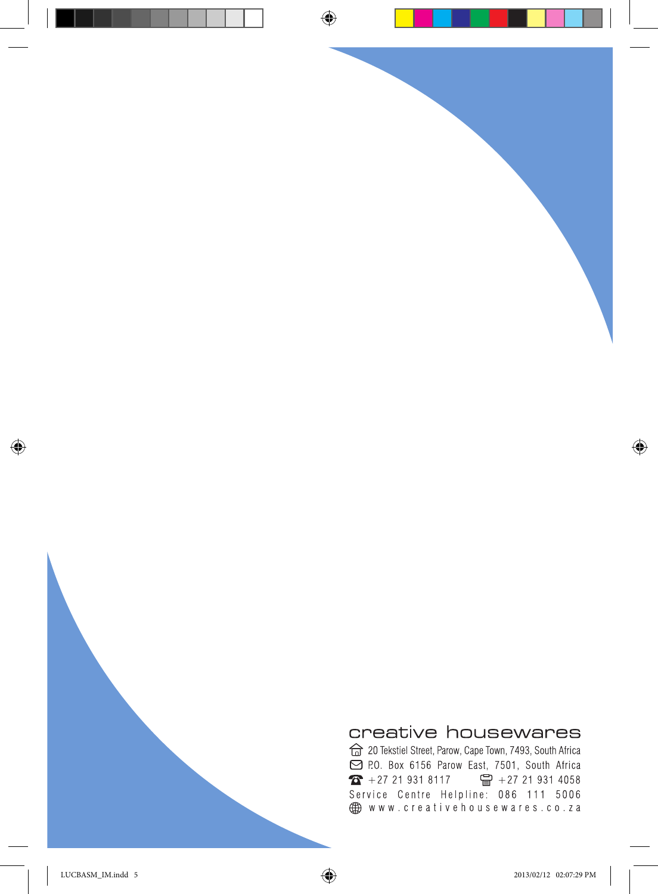**creative housewares**

20 Tekstiel Street, Parow, Cape Town, 7493, South Africa

P.O. Box 6156 Parow East, 7501, South Africa

+27 21 931 8117 +27 21 931 4058

Service Centre Helpline: 086 111 5006

www.creativehousewares.co.za